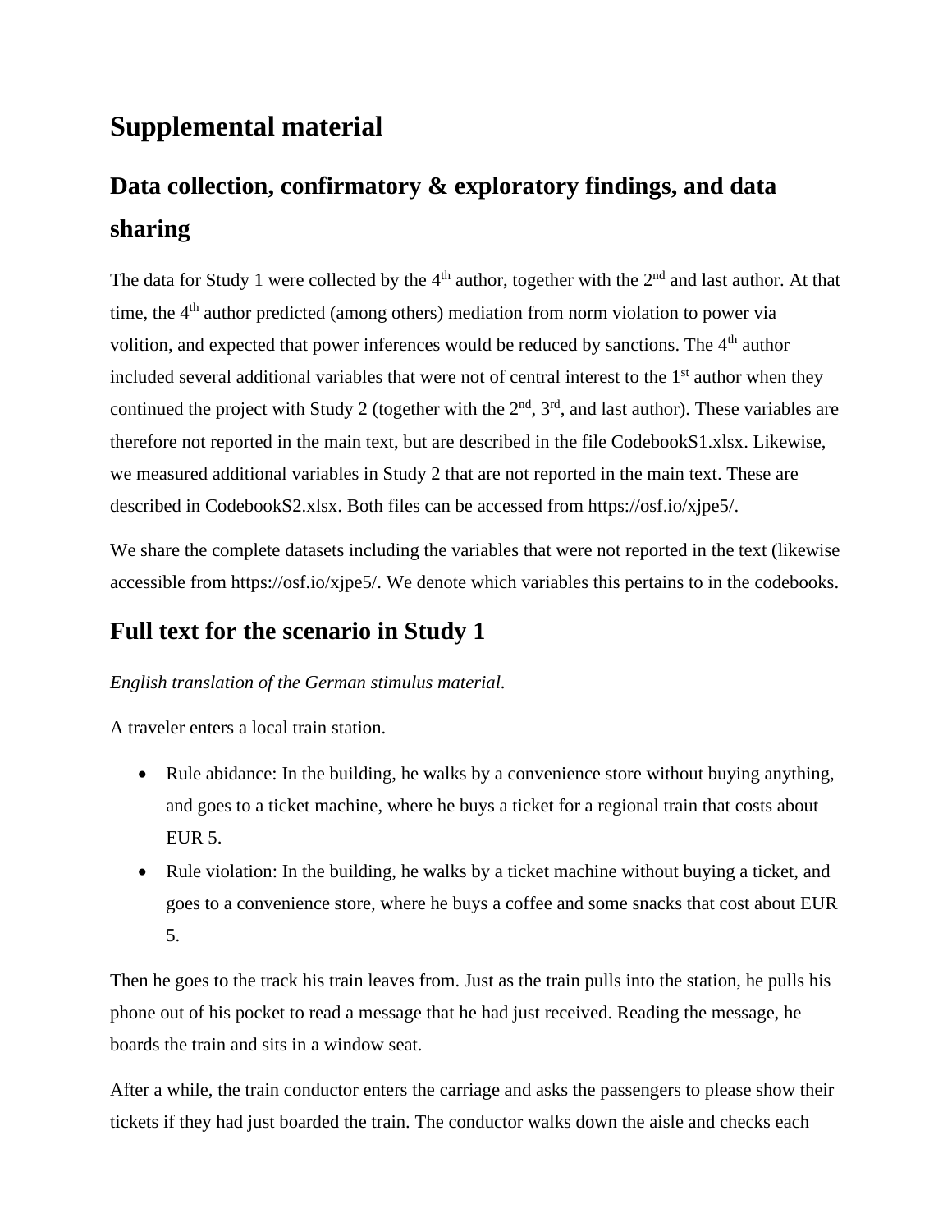# Supplemental material

## Data collection, confirmatory & exploratory findings, and data sharing

The data for Study 1 were collected by the 4th author, together with the 2nd and last author. At that time, the 4th author predicted (among others) mediation from norm violation to power via volition, and expected that power inferences would be reduced by sanctions. The 4th author included several additional variables that were not of central interest to the 1st author when they continued the project with Study 2 (together with the 2nd, 3rd, and last author). These variables are therefore not reported in the main text, but are described in the file CodebookS1.xlsx. Likewise, we measured additional variables in Study 2 that are not reported in the main text. These are described in CodebookS2.xlsx. Both files can be accessed from https://osf.io/xjpe5/.

We share the complete datasets including the variables that were not reported in the text (likewise accessible from https://osf.io/xjpe5/. We denote which variables this pertains to in the codebooks.

## Full text for the scenario in Study 1

*English translation of the German stimulus material.*

A traveler enters a local train station.

- Rule abidance: In the building, he walks by a convenience store without buying anything, and goes to a ticket machine, where he buys a ticket for a regional train that costs about EUR 5.
- Rule violation: In the building, he walks by a ticket machine without buying a ticket, and goes to a convenience store, where he buys a coffee and some snacks that cost about EUR 5.

Then he goes to the track his train leaves from. Just as the train pulls into the station, he pulls his phone out of his pocket to read a message that he had just received. Reading the message, he boards the train and sits in a window seat.

After a while, the train conductor enters the carriage and asks the passengers to please show their tickets if they had just boarded the train. The conductor walks down the aisle and checks each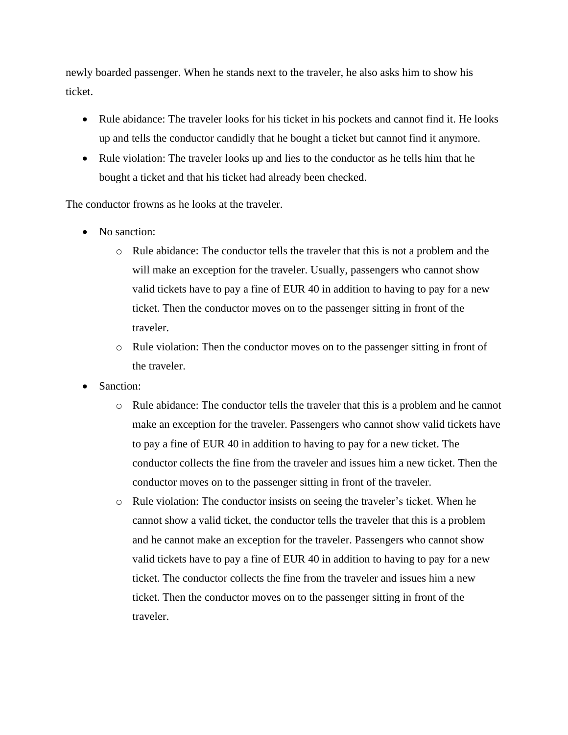newly boarded passenger. When he stands next to the traveler, he also asks him to show his ticket.

- Rule abidance: The traveler looks for his ticket in his pockets and cannot find it. He looks up and tells the conductor candidly that he bought a ticket but cannot find it anymore.
- Rule violation: The traveler looks up and lies to the conductor as he tells him that he bought a ticket and that his ticket had already been checked.

The conductor frowns as he looks at the traveler.

- No sanction:
  - Rule abidance: The conductor tells the traveler that this is not a problem and the will make an exception for the traveler. Usually, passengers who cannot show valid tickets have to pay a fine of EUR 40 in addition to having to pay for a new ticket. Then the conductor moves on to the passenger sitting in front of the traveler.
  - Rule violation: Then the conductor moves on to the passenger sitting in front of the traveler.
- Sanction:
  - Rule abidance: The conductor tells the traveler that this is a problem and he cannot make an exception for the traveler. Passengers who cannot show valid tickets have to pay a fine of EUR 40 in addition to having to pay for a new ticket. The conductor collects the fine from the traveler and issues him a new ticket. Then the conductor moves on to the passenger sitting in front of the traveler.
  - Rule violation: The conductor insists on seeing the traveler's ticket. When he cannot show a valid ticket, the conductor tells the traveler that this is a problem and he cannot make an exception for the traveler. Passengers who cannot show valid tickets have to pay a fine of EUR 40 in addition to having to pay for a new ticket. The conductor collects the fine from the traveler and issues him a new ticket. Then the conductor moves on to the passenger sitting in front of the traveler.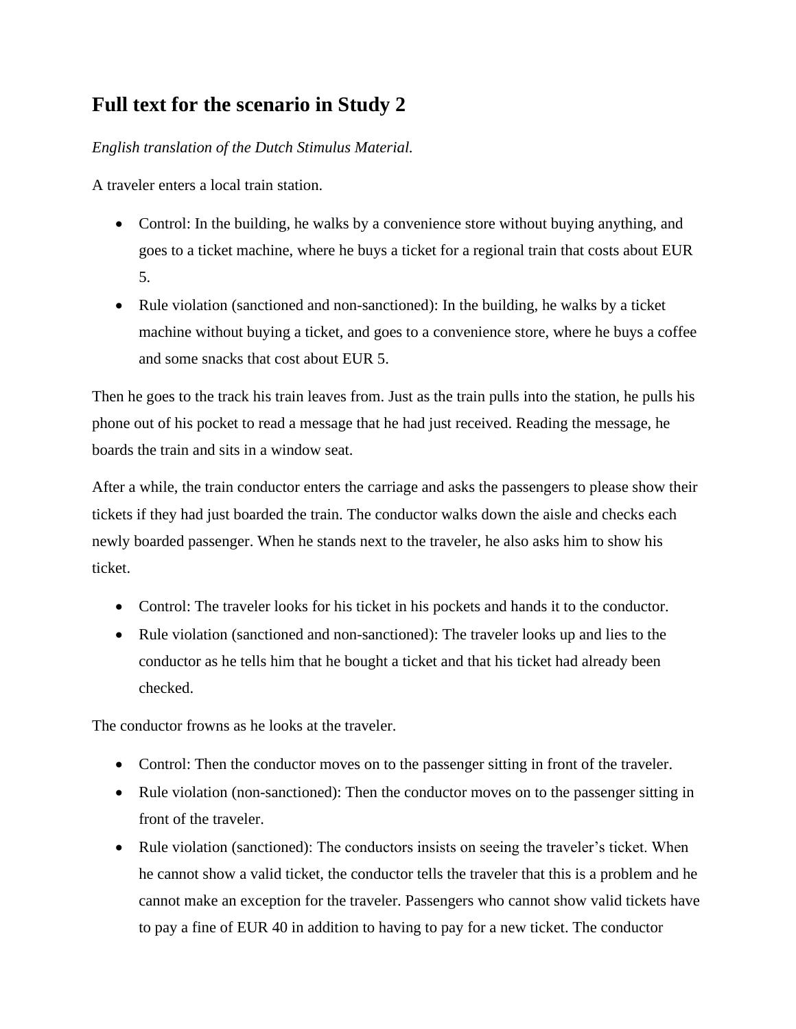## Full text for the scenario in Study 2

*English translation of the Dutch Stimulus Material.*

A traveler enters a local train station.

- Control: In the building, he walks by a convenience store without buying anything, and goes to a ticket machine, where he buys a ticket for a regional train that costs about EUR 5.
- Rule violation (sanctioned and non-sanctioned): In the building, he walks by a ticket machine without buying a ticket, and goes to a convenience store, where he buys a coffee and some snacks that cost about EUR 5.

Then he goes to the track his train leaves from. Just as the train pulls into the station, he pulls his phone out of his pocket to read a message that he had just received. Reading the message, he boards the train and sits in a window seat.

After a while, the train conductor enters the carriage and asks the passengers to please show their tickets if they had just boarded the train. The conductor walks down the aisle and checks each newly boarded passenger. When he stands next to the traveler, he also asks him to show his ticket.

- Control: The traveler looks for his ticket in his pockets and hands it to the conductor.
- Rule violation (sanctioned and non-sanctioned): The traveler looks up and lies to the conductor as he tells him that he bought a ticket and that his ticket had already been checked.

The conductor frowns as he looks at the traveler.

- Control: Then the conductor moves on to the passenger sitting in front of the traveler.
- Rule violation (non-sanctioned): Then the conductor moves on to the passenger sitting in front of the traveler.
- Rule violation (sanctioned): The conductors insists on seeing the traveler's ticket. When he cannot show a valid ticket, the conductor tells the traveler that this is a problem and he cannot make an exception for the traveler. Passengers who cannot show valid tickets have to pay a fine of EUR 40 in addition to having to pay for a new ticket. The conductor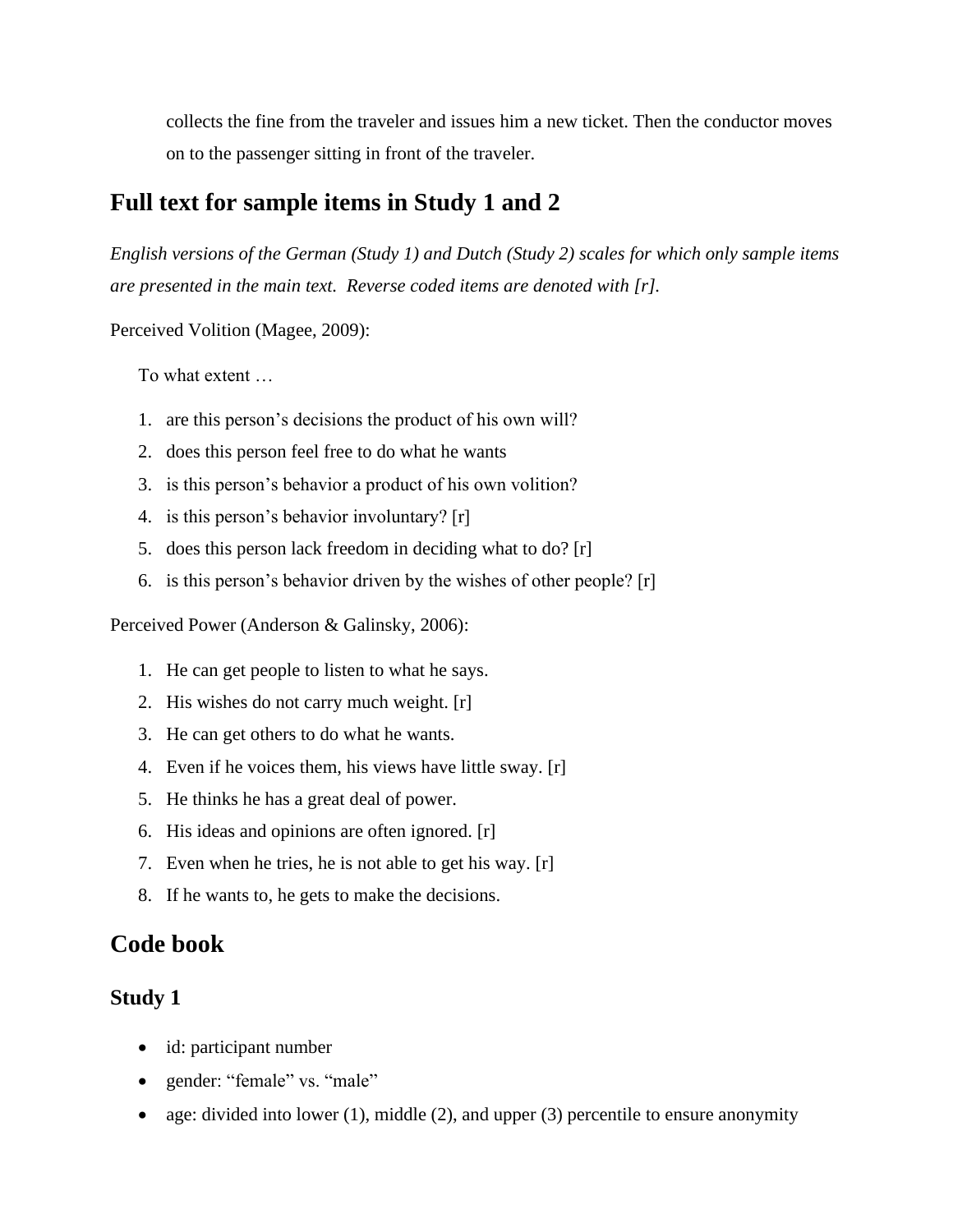collects the fine from the traveler and issues him a new ticket. Then the conductor moves on to the passenger sitting in front of the traveler.

## Full text for sample items in Study 1 and 2

*English versions of the German (Study 1) and Dutch (Study 2) scales for which only sample items are presented in the main text. Reverse coded items are denoted with [r].*

Perceived Volition (Magee, 2009):

To what extent …

1. are this person's decisions the product of his own will?
2. does this person feel free to do what he wants
3. is this person's behavior a product of his own volition?
4. is this person's behavior involuntary? [r]
5. does this person lack freedom in deciding what to do? [r]
6. is this person's behavior driven by the wishes of other people? [r]

Perceived Power (Anderson & Galinsky, 2006):

1. He can get people to listen to what he says.
2. His wishes do not carry much weight. [r]
3. He can get others to do what he wants.
4. Even if he voices them, his views have little sway. [r]
5. He thinks he has a great deal of power.
6. His ideas and opinions are often ignored. [r]
7. Even when he tries, he is not able to get his way. [r]
8. If he wants to, he gets to make the decisions.

## Code book

### Study 1

- id: participant number
- gender: "female" vs. "male"
- age: divided into lower (1), middle (2), and upper (3) percentile to ensure anonymity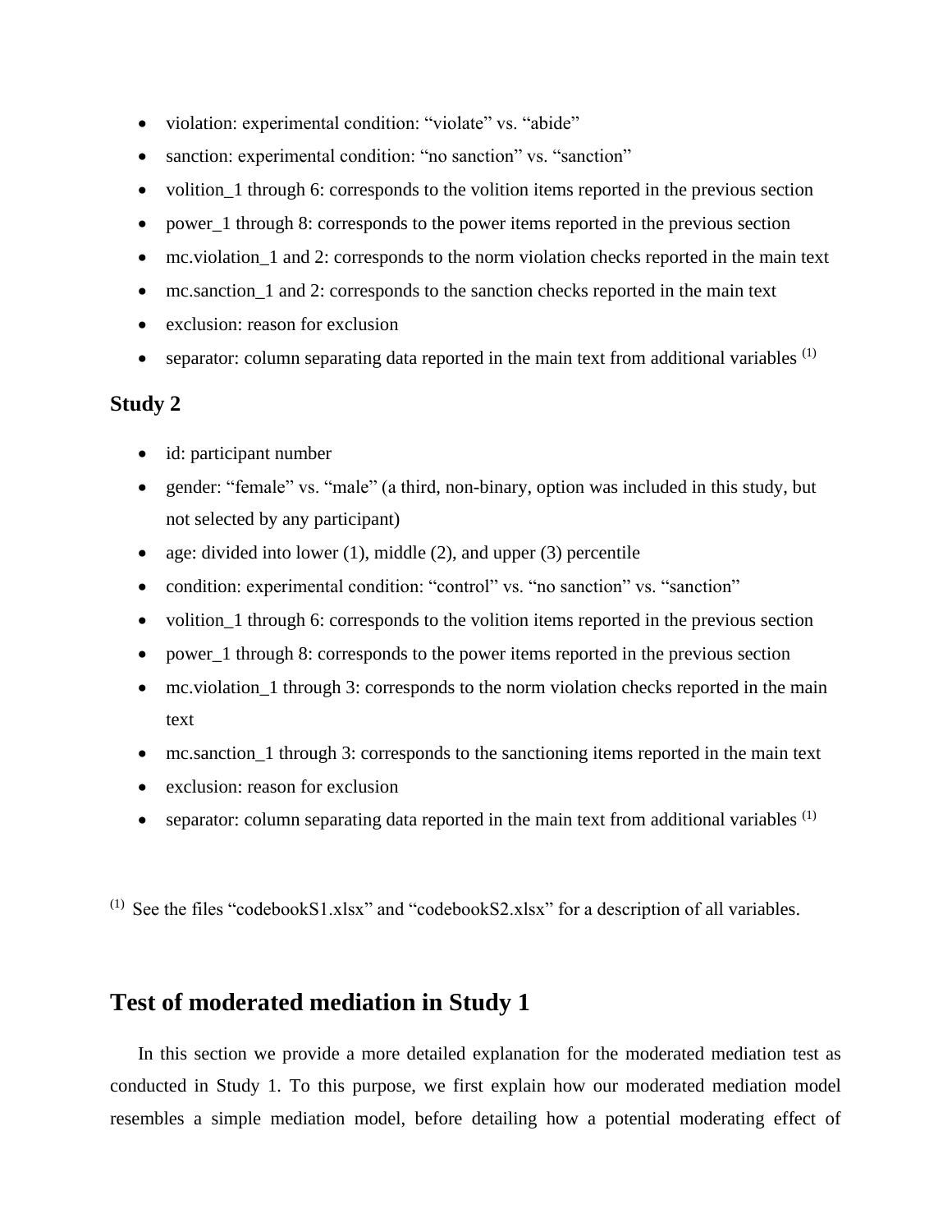- violation: experimental condition: “violate” vs. “abide”
- sanction: experimental condition: “no sanction” vs. “sanction”
- volition_1 through 6: corresponds to the volition items reported in the previous section
- power_1 through 8: corresponds to the power items reported in the previous section
- mc.violation_1 and 2: corresponds to the norm violation checks reported in the main text
- mc.sanction_1 and 2: corresponds to the sanction checks reported in the main text
- exclusion: reason for exclusion
- separator: column separating data reported in the main text from additional variables [(1)]

### Study 2

- id: participant number
- gender: “female” vs. “male” (a third, non-binary, option was included in this study, but not selected by any participant)
- age: divided into lower (1), middle (2), and upper (3) percentile
- condition: experimental condition: “control” vs. “no sanction” vs. “sanction”
- volition_1 through 6: corresponds to the volition items reported in the previous section
- power_1 through 8: corresponds to the power items reported in the previous section
- mc.violation_1 through 3: corresponds to the norm violation checks reported in the main text
- mc.sanction_1 through 3: corresponds to the sanctioning items reported in the main text
- exclusion: reason for exclusion
- separator: column separating data reported in the main text from additional variables [(1)]

[(1)] See the files “codebookS1.xlsx” and “codebookS2.xlsx” for a description of all variables.

## Test of moderated mediation in Study 1

In this section we provide a more detailed explanation for the moderated mediation test as conducted in Study 1. To this purpose, we first explain how our moderated mediation model resembles a simple mediation model, before detailing how a potential moderating effect of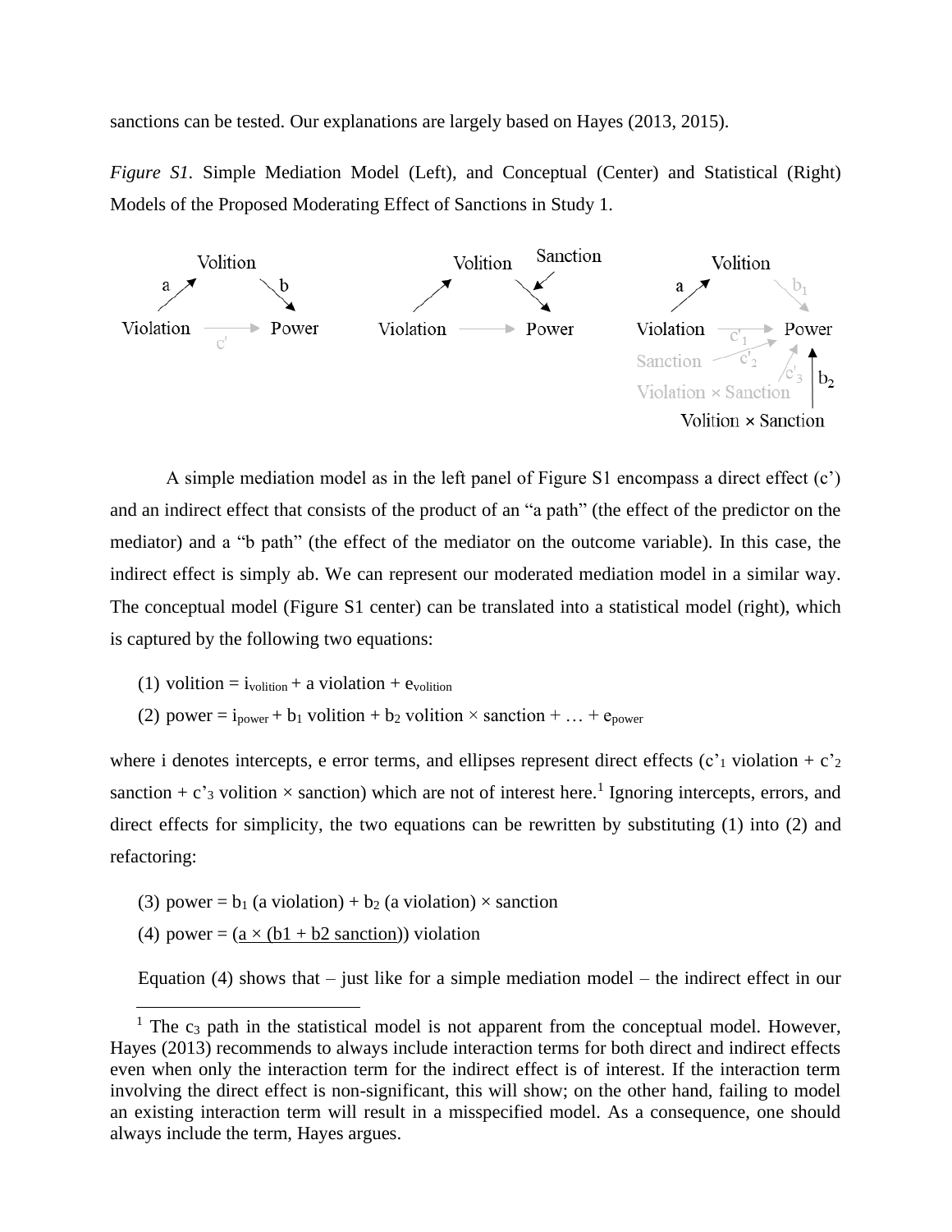sanctions can be tested. Our explanations are largely based on Hayes (2013, 2015).

*Figure S1*. Simple Mediation Model (Left), and Conceptual (Center) and Statistical (Right) Models of the Proposed Moderating Effect of Sanctions in Study 1.

A simple mediation model as in the left panel of Figure S1 encompass a direct effect (c’) and an indirect effect that consists of the product of an “a path” (the effect of the predictor on the mediator) and a “b path” (the effect of the mediator on the outcome variable). In this case, the indirect effect is simply ab. We can represent our moderated mediation model in a similar way. The conceptual model (Figure S1 center) can be translated into a statistical model (right), which is captured by the following two equations:

(1) volition = $i_{volition}$ + a violation + $e_{volition}$

(2) power = $i_{power}$ + $b_1$ volition + $b_2$ volition × sanction + … + $e_{power}$

where i denotes intercepts, e error terms, and ellipses represent direct effects ($c'_1$ violation + $c'_2$ sanction + $c'_3$ volition × sanction) which are not of interest here.[1] Ignoring intercepts, errors, and direct effects for simplicity, the two equations can be rewritten by substituting (1) into (2) and refactoring:

(3) power = $b_1$ (a violation) + $b_2$ (a violation) × sanction

(4) power = (<u>a × (b1 + b2 sanction)</u>) violation

Equation (4) shows that – just like for a simple mediation model – the indirect effect in our

[1] The $c_3$ path in the statistical model is not apparent from the conceptual model. However, Hayes (2013) recommends to always include interaction terms for both direct and indirect effects even when only the interaction term for the indirect effect is of interest. If the interaction term involving the direct effect is non-significant, this will show; on the other hand, failing to model an existing interaction term will result in a misspecified model. As a consequence, one should always include the term, Hayes argues.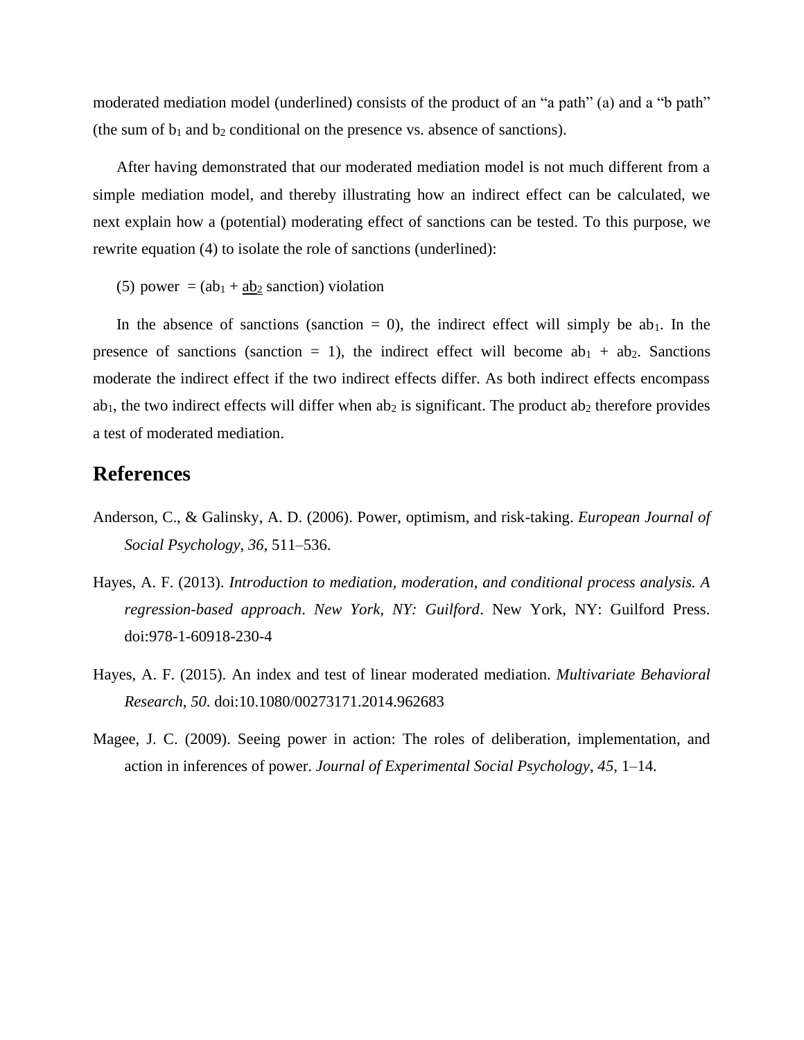moderated mediation model (underlined) consists of the product of an "a path" (a) and a "b path" (the sum of $b_1$ and $b_2$ conditional on the presence vs. absence of sanctions).

After having demonstrated that our moderated mediation model is not much different from a simple mediation model, and thereby illustrating how an indirect effect can be calculated, we next explain how a (potential) moderating effect of sanctions can be tested. To this purpose, we rewrite equation (4) to isolate the role of sanctions (underlined):

(5) power $= (ab_1 + \underline{ab_2}$ sanction) violation

In the absence of sanctions (sanction = 0), the indirect effect will simply be $ab_1$. In the presence of sanctions (sanction = 1), the indirect effect will become $ab_1 + ab_2$. Sanctions moderate the indirect effect if the two indirect effects differ. As both indirect effects encompass $ab_1$, the two indirect effects will differ when $ab_2$ is significant. The product $ab_2$ therefore provides a test of moderated mediation.

## References

Anderson, C., & Galinsky, A. D. (2006). Power, optimism, and risk-taking. *European Journal of Social Psychology*, *36*, 511–536.

Hayes, A. F. (2013). *Introduction to mediation, moderation, and conditional process analysis. A regression-based approach*. *New York, NY: Guilford*. New York, NY: Guilford Press. doi:978-1-60918-230-4

Hayes, A. F. (2015). An index and test of linear moderated mediation. *Multivariate Behavioral Research*, *50*. doi:10.1080/00273171.2014.962683

Magee, J. C. (2009). Seeing power in action: The roles of deliberation, implementation, and action in inferences of power. *Journal of Experimental Social Psychology*, *45*, 1–14.